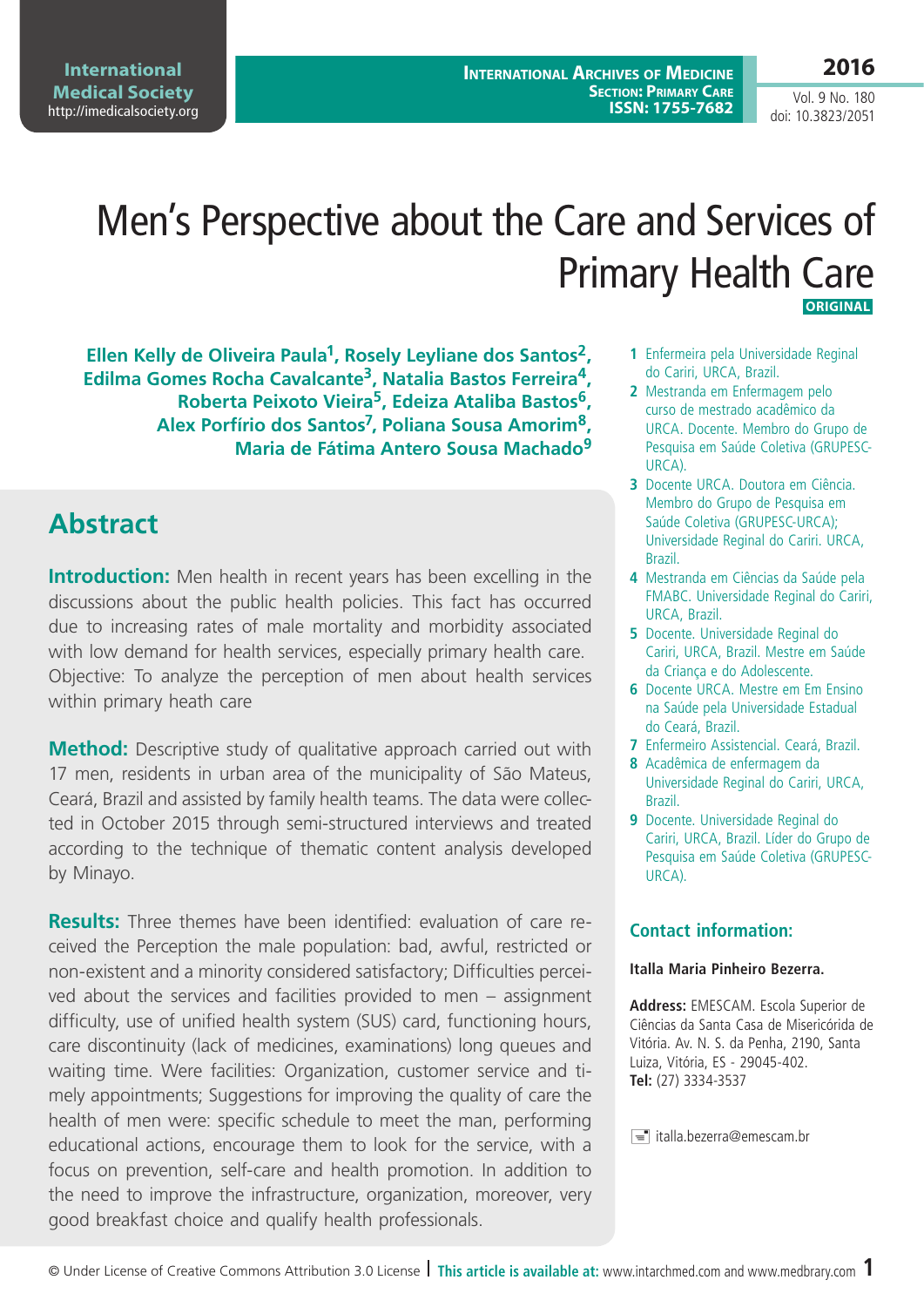# Men's Perspective about the Care and Services of Primary Health Care

ORIGINAL

**Ellen Kelly de Oliveira Paula[1], Rosely Leyliane dos Santos[2], Edilma Gomes Rocha Cavalcante[3], Natalia Bastos Ferreira[4], Roberta Peixoto Vieira[5], Edeiza Ataliba Bastos[6], Alex Porfírio dos Santos[7], Poliana Sousa Amorim[8], Maria de Fátima Antero Sousa Machado[9]**

1 Enfermeira pela Universidade Regional do Cariri, URCA, Brazil.
2 Mestranda em Enfermagem pelo curso de mestrado acadêmico da URCA. Docente. Membro do Grupo de Pesquisa em Saúde Coletiva (GRUPESC-URCA).
3 Docente URCA. Doutora em Ciência. Membro do Grupo de Pesquisa em Saúde Coletiva (GRUPESC-URCA); Universidade Regional do Cariri. URCA, Brazil.
4 Mestranda em Ciências da Saúde pela FMABC. Universidade Regional do Cariri, URCA, Brazil.
5 Docente. Universidade Regional do Cariri, URCA, Brazil. Mestre em Saúde da Criança e do Adolescente.
6 Docente URCA. Mestre em Em Ensino na Saúde pela Universidade Estadual do Ceará, Brazil.
7 Enfermeiro Assistencial. Ceará, Brazil.
8 Acadêmica de enfermagem da Universidade Regional do Cariri, URCA, Brazil.
9 Docente. Universidade Regional do Cariri, URCA, Brazil. Líder do Grupo de Pesquisa em Saúde Coletiva (GRUPESC-URCA).

## Abstract

**Introduction:** Men health in recent years has been excelling in the discussions about the public health policies. This fact has occurred due to increasing rates of male mortality and morbidity associated with low demand for health services, especially primary health care. Objective: To analyze the perception of men about health services within primary heath care

**Method:** Descriptive study of qualitative approach carried out with 17 men, residents in urban area of the municipality of São Mateus, Ceará, Brazil and assisted by family health teams. The data were collected in October 2015 through semi-structured interviews and treated according to the technique of thematic content analysis developed by Minayo.

**Results:** Three themes have been identified: evaluation of care received the Perception the male population: bad, awful, restricted or non-existent and a minority considered satisfactory; Difficulties perceived about the services and facilities provided to men – assignment difficulty, use of unified health system (SUS) card, functioning hours, care discontinuity (lack of medicines, examinations) long queues and waiting time. Were facilities: Organization, customer service and timely appointments; Suggestions for improving the quality of care the health of men were: specific schedule to meet the man, performing educational actions, encourage them to look for the service, with a focus on prevention, self-care and health promotion. In addition to the need to improve the infrastructure, organization, moreover, very good breakfast choice and qualify health professionals.

### Contact information:

**Italla Maria Pinheiro Bezerra.**

**Address:** EMESCAM. Escola Superior de Ciências da Santa Casa de Misericórida de Vitória. Av. N. S. da Penha, 2190, Santa Luiza, Vitória, ES - 29045-402.
**Tel:** (27) 3334-3537

italla.bezerra@emescam.br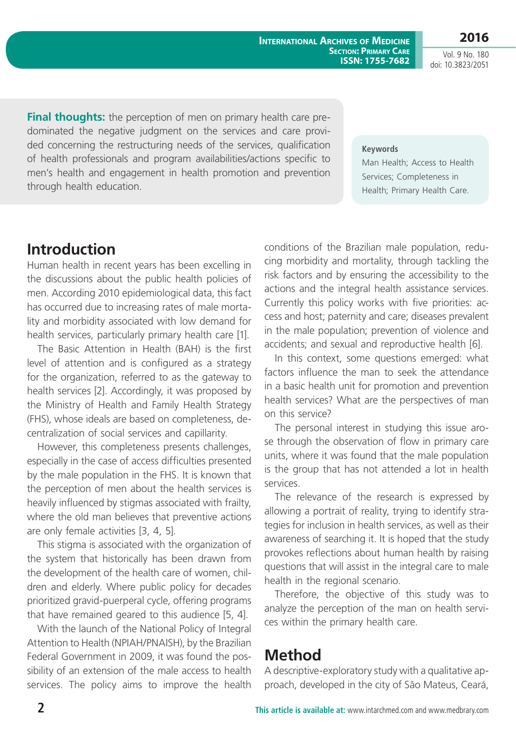**Final thoughts:** the perception of men on primary health care predominated the negative judgment on the services and care provided concerning the restructuring needs of the services, qualification of health professionals and program availabilities/actions specific to men's health and engagement in health promotion and prevention through health education.

**Keywords**

Man Health; Access to Health Services; Completeness in Health; Primary Health Care.

## Introduction

Human health in recent years has been excelling in the discussions about the public health policies of men. According 2010 epidemiological data, this fact has occurred due to increasing rates of male mortality and morbidity associated with low demand for health services, particularly primary health care [1].

The Basic Attention in Health (BAH) is the first level of attention and is configured as a strategy for the organization, referred to as the gateway to health services [2]. Accordingly, it was proposed by the Ministry of Health and Family Health Strategy (FHS), whose ideals are based on completeness, decentralization of social services and capillarity.

However, this completeness presents challenges, especially in the case of access difficulties presented by the male population in the FHS. It is known that the perception of men about the health services is heavily influenced by stigmas associated with frailty, where the old man believes that preventive actions are only female activities [3, 4, 5].

This stigma is associated with the organization of the system that historically has been drawn from the development of the health care of women, children and elderly. Where public policy for decades prioritized gravid-puerperal cycle, offering programs that have remained geared to this audience [5, 4].

With the launch of the National Policy of Integral Attention to Health (NPIAH/PNAISH), by the Brazilian Federal Government in 2009, it was found the possibility of an extension of the male access to health services. The policy aims to improve the health conditions of the Brazilian male population, reducing morbidity and mortality, through tackling the risk factors and by ensuring the accessibility to the actions and the integral health assistance services. Currently this policy works with five priorities: access and host; paternity and care; diseases prevalent in the male population; prevention of violence and accidents; and sexual and reproductive health [6].

In this context, some questions emerged: what factors influence the man to seek the attendance in a basic health unit for promotion and prevention health services? What are the perspectives of man on this service?

The personal interest in studying this issue arose through the observation of flow in primary care units, where it was found that the male population is the group that has not attended a lot in health services.

The relevance of the research is expressed by allowing a portrait of reality, trying to identify strategies for inclusion in health services, as well as their awareness of searching it. It is hoped that the study provokes reflections about human health by raising questions that will assist in the integral care to male health in the regional scenario.

Therefore, the objective of this study was to analyze the perception of the man on health services within the primary health care.

## Method

A descriptive-exploratory study with a qualitative approach, developed in the city of São Mateus, Ceará,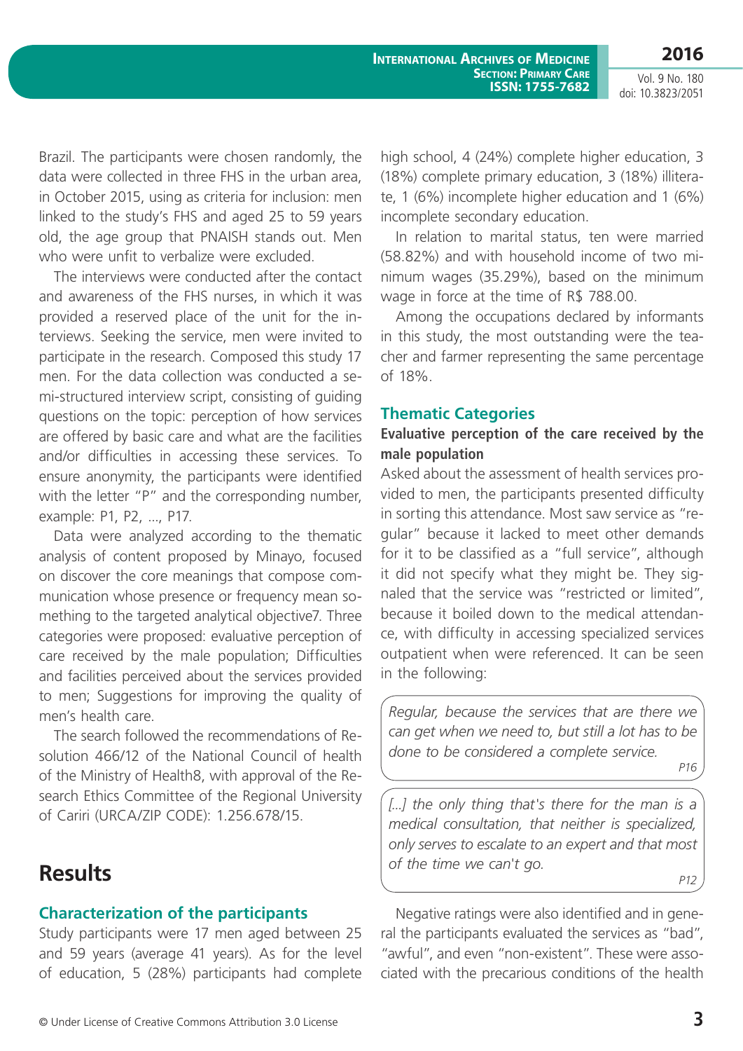Brazil. The participants were chosen randomly, the data were collected in three FHS in the urban area, in October 2015, using as criteria for inclusion: men linked to the study's FHS and aged 25 to 59 years old, the age group that PNAISH stands out. Men who were unfit to verbalize were excluded.

The interviews were conducted after the contact and awareness of the FHS nurses, in which it was provided a reserved place of the unit for the interviews. Seeking the service, men were invited to participate in the research. Composed this study 17 men. For the data collection was conducted a semi-structured interview script, consisting of guiding questions on the topic: perception of how services are offered by basic care and what are the facilities and/or difficulties in accessing these services. To ensure anonymity, the participants were identified with the letter "P" and the corresponding number, example: P1, P2, ..., P17.

Data were analyzed according to the thematic analysis of content proposed by Minayo, focused on discover the core meanings that compose communication whose presence or frequency mean something to the targeted analytical objective7. Three categories were proposed: evaluative perception of care received by the male population; Difficulties and facilities perceived about the services provided to men; Suggestions for improving the quality of men's health care.

The search followed the recommendations of Resolution 466/12 of the National Council of health of the Ministry of Health8, with approval of the Research Ethics Committee of the Regional University of Cariri (URCA/ZIP CODE): 1.256.678/15.

# Results

## Characterization of the participants

Study participants were 17 men aged between 25 and 59 years (average 41 years). As for the level of education, 5 (28%) participants had complete high school, 4 (24%) complete higher education, 3 (18%) complete primary education, 3 (18%) illiterate, 1 (6%) incomplete higher education and 1 (6%) incomplete secondary education.

In relation to marital status, ten were married (58.82%) and with household income of two minimum wages (35.29%), based on the minimum wage in force at the time of R$ 788.00.

Among the occupations declared by informants in this study, the most outstanding were the teacher and farmer representing the same percentage of 18%.

## Thematic Categories

### Evaluative perception of the care received by the male population

Asked about the assessment of health services provided to men, the participants presented difficulty in sorting this attendance. Most saw service as "regular" because it lacked to meet other demands for it to be classified as a "full service", although it did not specify what they might be. They signaled that the service was "restricted or limited", because it boiled down to the medical attendance, with difficulty in accessing specialized services outpatient when were referenced. It can be seen in the following:

> *Regular, because the services that are there we can get when we need to, but still a lot has to be done to be considered a complete service.*
>
> *P16*

> *[...] the only thing that's there for the man is a medical consultation, that neither is specialized, only serves to escalate to an expert and that most of the time we can't go.*
>
> *P12*

Negative ratings were also identified and in general the participants evaluated the services as "bad", "awful", and even "non-existent". These were associated with the precarious conditions of the health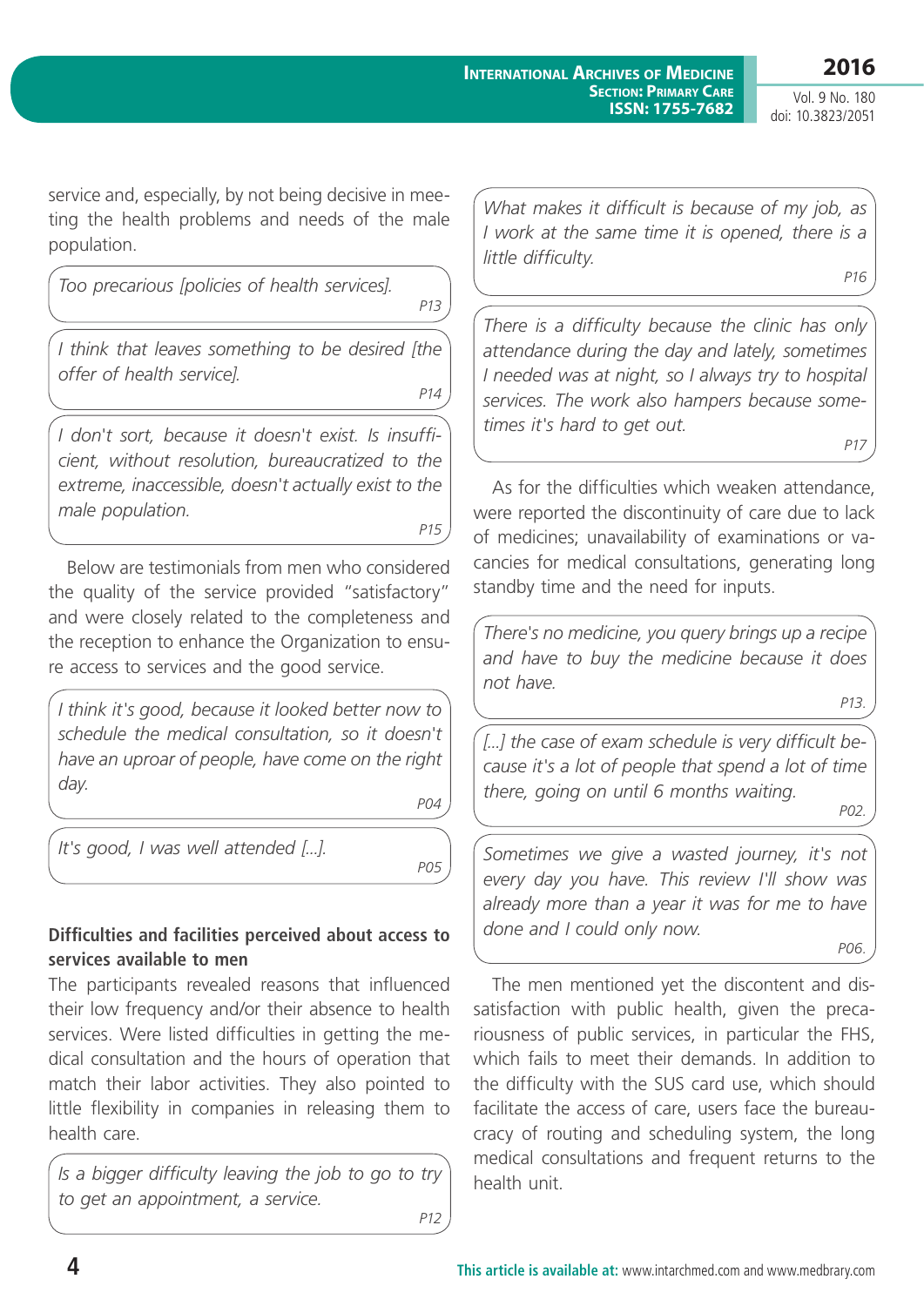service and, especially, by not being decisive in meeting the health problems and needs of the male population.

> *Too precarious [policies of health services].*
>
> P13

> *I think that leaves something to be desired [the offer of health service].*
>
> P14

> *I don't sort, because it doesn't exist. Is insufficient, without resolution, bureaucratized to the extreme, inaccessible, doesn't actually exist to the male population.*
>
> P15

Below are testimonials from men who considered the quality of the service provided "satisfactory" and were closely related to the completeness and the reception to enhance the Organization to ensure access to services and the good service.

> *I think it's good, because it looked better now to schedule the medical consultation, so it doesn't have an uproar of people, have come on the right day.*
>
> P04

> *It's good, I was well attended [...].*
>
> P05

**Difficulties and facilities perceived about access to services available to men**

The participants revealed reasons that influenced their low frequency and/or their absence to health services. Were listed difficulties in getting the medical consultation and the hours of operation that match their labor activities. They also pointed to little flexibility in companies in releasing them to health care.

> *Is a bigger difficulty leaving the job to go to try to get an appointment, a service.*
>
> P12

> *What makes it difficult is because of my job, as I work at the same time it is opened, there is a little difficulty.*
>
> P16

> *There is a difficulty because the clinic has only attendance during the day and lately, sometimes I needed was at night, so I always try to hospital services. The work also hampers because sometimes it's hard to get out.*
>
> P17

As for the difficulties which weaken attendance, were reported the discontinuity of care due to lack of medicines; unavailability of examinations or vacancies for medical consultations, generating long standby time and the need for inputs.

> *There's no medicine, you query brings up a recipe and have to buy the medicine because it does not have.*
>
> P13.

> *[...] the case of exam schedule is very difficult because it's a lot of people that spend a lot of time there, going on until 6 months waiting.*
>
> P02.

> *Sometimes we give a wasted journey, it's not every day you have. This review I'll show was already more than a year it was for me to have done and I could only now.*
>
> P06.

The men mentioned yet the discontent and dissatisfaction with public health, given the precariousness of public services, in particular the FHS, which fails to meet their demands. In addition to the difficulty with the SUS card use, which should facilitate the access of care, users face the bureaucracy of routing and scheduling system, the long medical consultations and frequent returns to the health unit.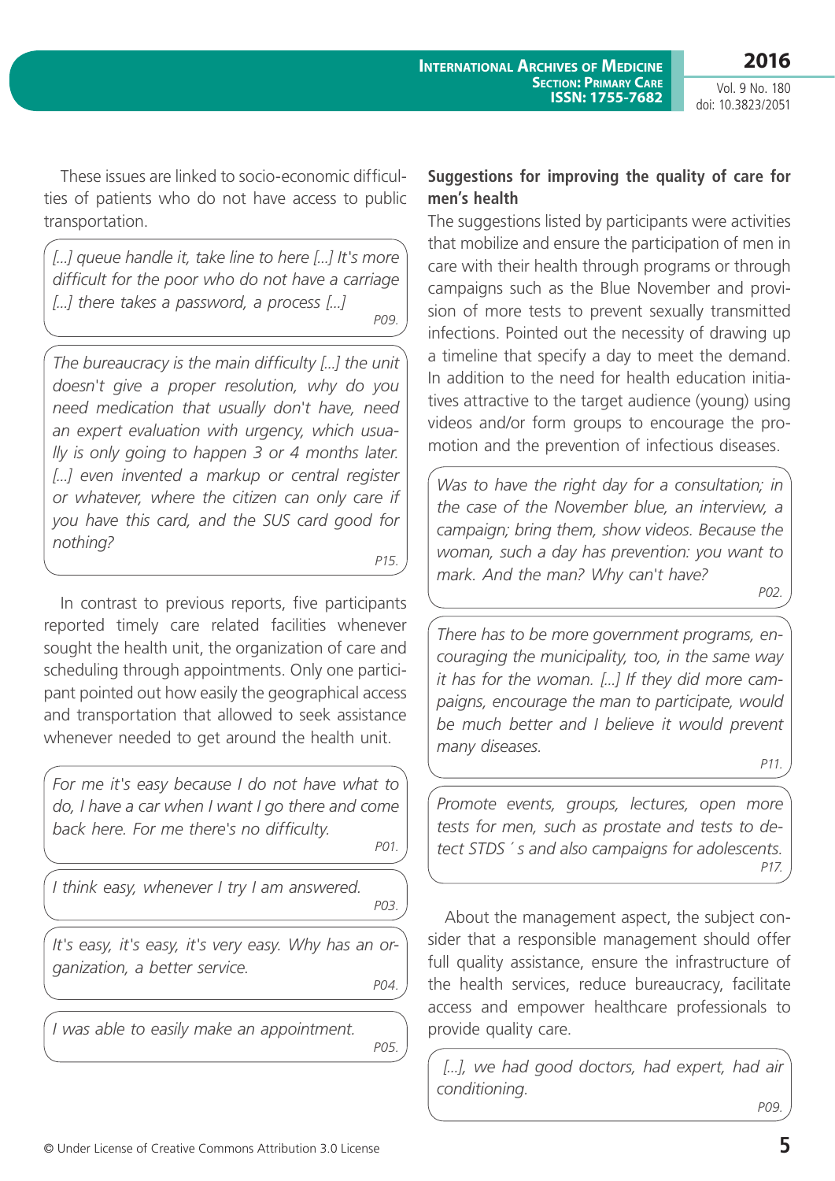These issues are linked to socio-economic difficulties of patients who do not have access to public transportation.

> *[...] queue handle it, take line to here [...] It's more difficult for the poor who do not have a carriage [...] there takes a password, a process [...]*
>
> *P09.*

> *The bureaucracy is the main difficulty [...] the unit doesn't give a proper resolution, why do you need medication that usually don't have, need an expert evaluation with urgency, which usually is only going to happen 3 or 4 months later. [...] even invented a markup or central register or whatever, where the citizen can only care if you have this card, and the SUS card good for nothing?*
>
> *P15.*

In contrast to previous reports, five participants reported timely care related facilities whenever sought the health unit, the organization of care and scheduling through appointments. Only one participant pointed out how easily the geographical access and transportation that allowed to seek assistance whenever needed to get around the health unit.

> *For me it's easy because I do not have what to do, I have a car when I want I go there and come back here. For me there's no difficulty.*
>
> *P01.*

> *I think easy, whenever I try I am answered.*
>
> *P03.*

> *It's easy, it's easy, it's very easy. Why has an organization, a better service.*
>
> *P04.*

> *I was able to easily make an appointment.*
>
> *P05.*

**Suggestions for improving the quality of care for men's health**

The suggestions listed by participants were activities that mobilize and ensure the participation of men in care with their health through programs or through campaigns such as the Blue November and provision of more tests to prevent sexually transmitted infections. Pointed out the necessity of drawing up a timeline that specify a day to meet the demand. In addition to the need for health education initiatives attractive to the target audience (young) using videos and/or form groups to encourage the promotion and the prevention of infectious diseases.

> *Was to have the right day for a consultation; in the case of the November blue, an interview, a campaign; bring them, show videos. Because the woman, such a day has prevention: you want to mark. And the man? Why can't have?*
>
> *P02.*

> *There has to be more government programs, encouraging the municipality, too, in the same way it has for the woman. [...] If they did more campaigns, encourage the man to participate, would be much better and I believe it would prevent many diseases.*
>
> *P11.*

> *Promote events, groups, lectures, open more tests for men, such as prostate and tests to detect STDS ´ s and also campaigns for adolescents.*
>
> *P17.*

About the management aspect, the subject consider that a responsible management should offer full quality assistance, ensure the infrastructure of the health services, reduce bureaucracy, facilitate access and empower healthcare professionals to provide quality care.

> *[...], we had good doctors, had expert, had air conditioning.*
>
> *P09.*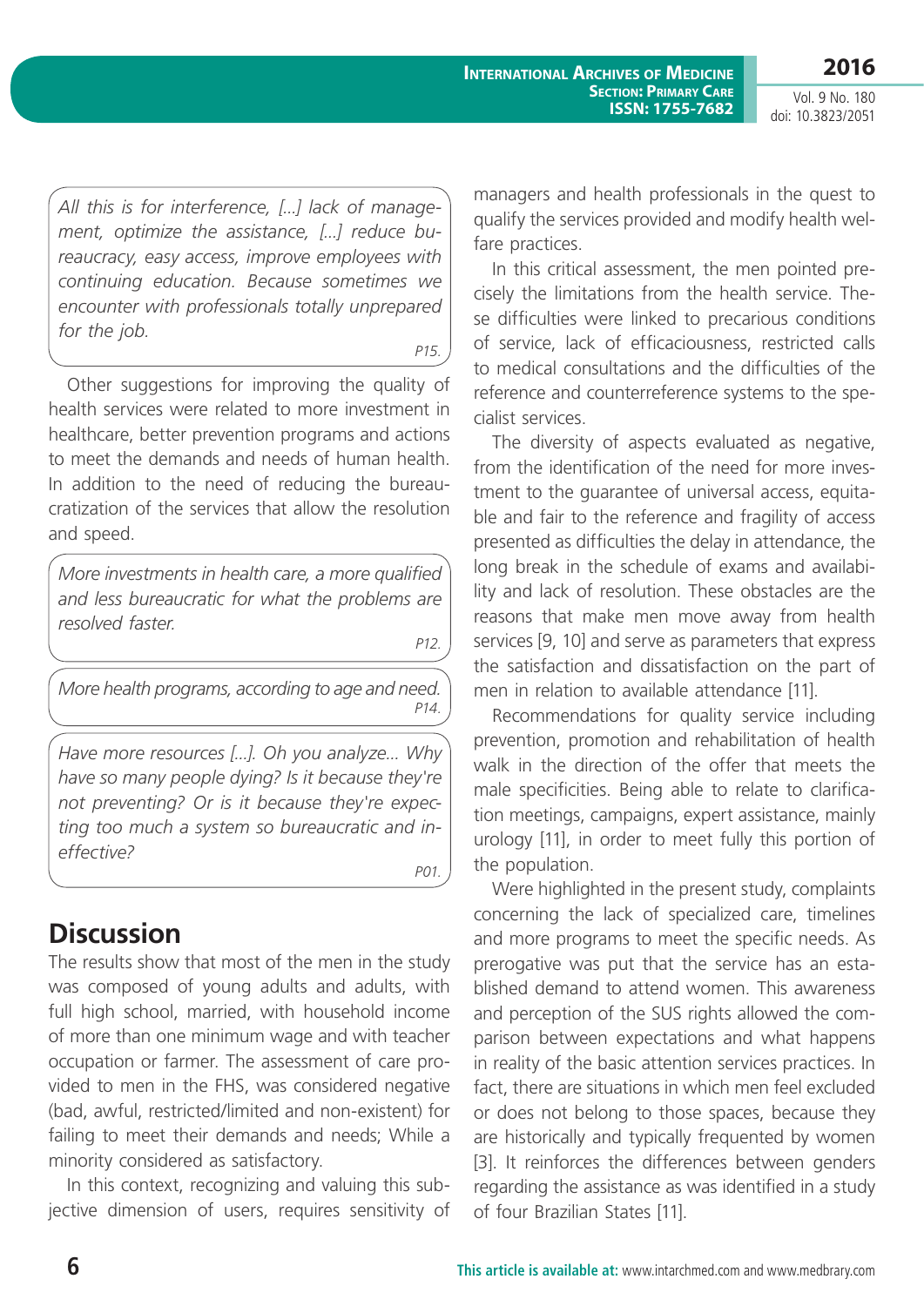*All this is for interference, [...] lack of management, optimize the assistance, [...] reduce bureaucracy, easy access, improve employees with continuing education. Because sometimes we encounter with professionals totally unprepared for the job.*

P15.

Other suggestions for improving the quality of health services were related to more investment in healthcare, better prevention programs and actions to meet the demands and needs of human health. In addition to the need of reducing the bureaucratization of the services that allow the resolution and speed.

*More investments in health care, a more qualified and less bureaucratic for what the problems are resolved faster.*

P12.

*More health programs, according to age and need.*

P14.

*Have more resources [...]. Oh you analyze... Why have so many people dying? Is it because they're not preventing? Or is it because they're expecting too much a system so bureaucratic and ineffective?*

P01.

## Discussion

The results show that most of the men in the study was composed of young adults and adults, with full high school, married, with household income of more than one minimum wage and with teacher occupation or farmer. The assessment of care provided to men in the FHS, was considered negative (bad, awful, restricted/limited and non-existent) for failing to meet their demands and needs; While a minority considered as satisfactory.

In this context, recognizing and valuing this subjective dimension of users, requires sensitivity of managers and health professionals in the quest to qualify the services provided and modify health welfare practices.

In this critical assessment, the men pointed precisely the limitations from the health service. These difficulties were linked to precarious conditions of service, lack of efficaciousness, restricted calls to medical consultations and the difficulties of the reference and counterreference systems to the specialist services.

The diversity of aspects evaluated as negative, from the identification of the need for more investment to the guarantee of universal access, equitable and fair to the reference and fragility of access presented as difficulties the delay in attendance, the long break in the schedule of exams and availability and lack of resolution. These obstacles are the reasons that make men move away from health services [9, 10] and serve as parameters that express the satisfaction and dissatisfaction on the part of men in relation to available attendance [11].

Recommendations for quality service including prevention, promotion and rehabilitation of health walk in the direction of the offer that meets the male specificities. Being able to relate to clarification meetings, campaigns, expert assistance, mainly urology [11], in order to meet fully this portion of the population.

Were highlighted in the present study, complaints concerning the lack of specialized care, timelines and more programs to meet the specific needs. As prerogative was put that the service has an established demand to attend women. This awareness and perception of the SUS rights allowed the comparison between expectations and what happens in reality of the basic attention services practices. In fact, there are situations in which men feel excluded or does not belong to those spaces, because they are historically and typically frequented by women [3]. It reinforces the differences between genders regarding the assistance as was identified in a study of four Brazilian States [11].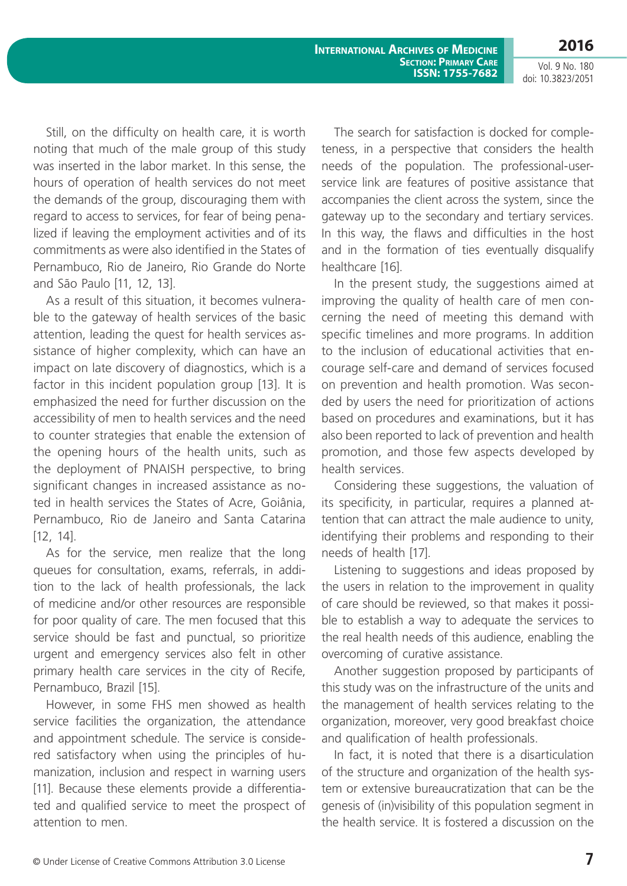Still, on the difficulty on health care, it is worth noting that much of the male group of this study was inserted in the labor market. In this sense, the hours of operation of health services do not meet the demands of the group, discouraging them with regard to access to services, for fear of being penalized if leaving the employment activities and of its commitments as were also identified in the States of Pernambuco, Rio de Janeiro, Rio Grande do Norte and São Paulo [11, 12, 13].

As a result of this situation, it becomes vulnerable to the gateway of health services of the basic attention, leading the quest for health services assistance of higher complexity, which can have an impact on late discovery of diagnostics, which is a factor in this incident population group [13]. It is emphasized the need for further discussion on the accessibility of men to health services and the need to counter strategies that enable the extension of the opening hours of the health units, such as the deployment of PNAISH perspective, to bring significant changes in increased assistance as noted in health services the States of Acre, Goiânia, Pernambuco, Rio de Janeiro and Santa Catarina [12, 14].

As for the service, men realize that the long queues for consultation, exams, referrals, in addition to the lack of health professionals, the lack of medicine and/or other resources are responsible for poor quality of care. The men focused that this service should be fast and punctual, so prioritize urgent and emergency services also felt in other primary health care services in the city of Recife, Pernambuco, Brazil [15].

However, in some FHS men showed as health service facilities the organization, the attendance and appointment schedule. The service is considered satisfactory when using the principles of humanization, inclusion and respect in warning users [11]. Because these elements provide a differentiated and qualified service to meet the prospect of attention to men.

The search for satisfaction is docked for completeness, in a perspective that considers the health needs of the population. The professional-user-service link are features of positive assistance that accompanies the client across the system, since the gateway up to the secondary and tertiary services. In this way, the flaws and difficulties in the host and in the formation of ties eventually disqualify healthcare [16].

In the present study, the suggestions aimed at improving the quality of health care of men concerning the need of meeting this demand with specific timelines and more programs. In addition to the inclusion of educational activities that encourage self-care and demand of services focused on prevention and health promotion. Was seconded by users the need for prioritization of actions based on procedures and examinations, but it has also been reported to lack of prevention and health promotion, and those few aspects developed by health services.

Considering these suggestions, the valuation of its specificity, in particular, requires a planned attention that can attract the male audience to unity, identifying their problems and responding to their needs of health [17].

Listening to suggestions and ideas proposed by the users in relation to the improvement in quality of care should be reviewed, so that makes it possible to establish a way to adequate the services to the real health needs of this audience, enabling the overcoming of curative assistance.

Another suggestion proposed by participants of this study was on the infrastructure of the units and the management of health services relating to the organization, moreover, very good breakfast choice and qualification of health professionals.

In fact, it is noted that there is a disarticulation of the structure and organization of the health system or extensive bureaucratization that can be the genesis of (in)visibility of this population segment in the health service. It is fostered a discussion on the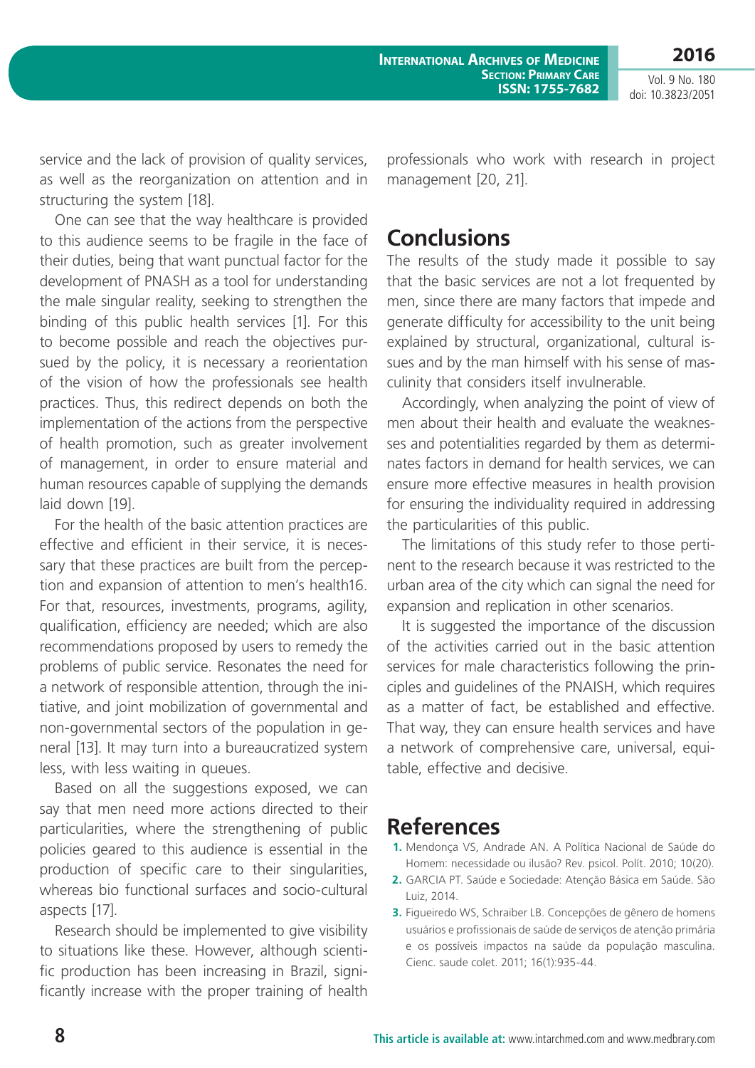service and the lack of provision of quality services, as well as the reorganization on attention and in structuring the system [18].

One can see that the way healthcare is provided to this audience seems to be fragile in the face of their duties, being that want punctual factor for the development of PNASH as a tool for understanding the male singular reality, seeking to strengthen the binding of this public health services [1]. For this to become possible and reach the objectives pursued by the policy, it is necessary a reorientation of the vision of how the professionals see health practices. Thus, this redirect depends on both the implementation of the actions from the perspective of health promotion, such as greater involvement of management, in order to ensure material and human resources capable of supplying the demands laid down [19].

For the health of the basic attention practices are effective and efficient in their service, it is necessary that these practices are built from the perception and expansion of attention to men's health16. For that, resources, investments, programs, agility, qualification, efficiency are needed; which are also recommendations proposed by users to remedy the problems of public service. Resonates the need for a network of responsible attention, through the initiative, and joint mobilization of governmental and non-governmental sectors of the population in general [13]. It may turn into a bureaucratized system less, with less waiting in queues.

Based on all the suggestions exposed, we can say that men need more actions directed to their particularities, where the strengthening of public policies geared to this audience is essential in the production of specific care to their singularities, whereas bio functional surfaces and socio-cultural aspects [17].

Research should be implemented to give visibility to situations like these. However, although scientific production has been increasing in Brazil, significantly increase with the proper training of health professionals who work with research in project management [20, 21].

## Conclusions

The results of the study made it possible to say that the basic services are not a lot frequented by men, since there are many factors that impede and generate difficulty for accessibility to the unit being explained by structural, organizational, cultural issues and by the man himself with his sense of masculinity that considers itself invulnerable.

Accordingly, when analyzing the point of view of men about their health and evaluate the weaknesses and potentialities regarded by them as determinates factors in demand for health services, we can ensure more effective measures in health provision for ensuring the individuality required in addressing the particularities of this public.

The limitations of this study refer to those pertinent to the research because it was restricted to the urban area of the city which can signal the need for expansion and replication in other scenarios.

It is suggested the importance of the discussion of the activities carried out in the basic attention services for male characteristics following the principles and guidelines of the PNAISH, which requires as a matter of fact, be established and effective. That way, they can ensure health services and have a network of comprehensive care, universal, equitable, effective and decisive.

## References

1. Mendonça VS, Andrade AN. A Política Nacional de Saúde do Homem: necessidade ou ilusão? Rev. psicol. Polít. 2010; 10(20).
2. GARCIA PT. Saúde e Sociedade: Atenção Básica em Saúde. São Luiz, 2014.
3. Figueiredo WS, Schraiber LB. Concepções de gênero de homens usuários e profissionais de saúde de serviços de atenção primária e os possíveis impactos na saúde da população masculina. Cienc. saude colet. 2011; 16(1):935-44.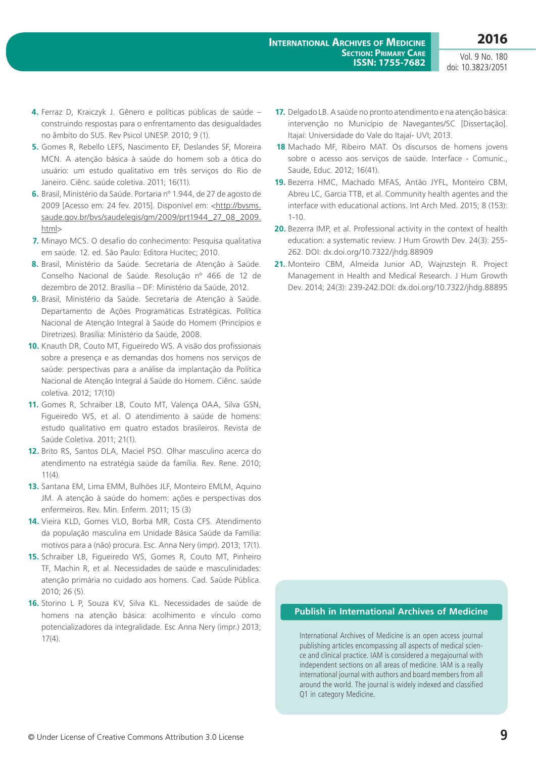4. Ferraz D, Kraiczyk J. Gênero e políticas públicas de saúde – construindo respostas para o enfrentamento das desigualdades no âmbito do SUS. Rev Psicol UNESP. 2010; 9 (1).
5. Gomes R, Rebello LEFS, Nascimento EF, Deslandes SF, Moreira MCN. A atenção básica à saúde do homem sob a ótica do usuário: um estudo qualitativo em três serviços do Rio de Janeiro. Ciênc. saúde coletiva. 2011; 16(11).
6. Brasil, Ministério da Saúde. Portaria nº 1.944, de 27 de agosto de 2009 [Acesso em: 24 fev. 2015]. Disponível em: <http://bvsms.saude.gov.br/bvs/saudelegis/gm/2009/prt1944_27_08_2009.html>
7. Minayo MCS. O desafio do conhecimento: Pesquisa qualitativa em saúde. 12. ed. São Paulo: Editora Hucitec; 2010.
8. Brasil, Ministério da Saúde. Secretaria de Atenção à Saúde. Conselho Nacional de Saúde. Resolução nº 466 de 12 de dezembro de 2012. Brasília – DF: Ministério da Saúde, 2012.
9. Brasil, Ministério da Saúde. Secretaria de Atenção à Saúde. Departamento de Ações Programáticas Estratégicas. Política Nacional de Atenção Integral à Saúde do Homem (Princípios e Diretrizes). Brasília: Ministério da Saúde, 2008.
10. Knauth DR, Couto MT, Figueiredo WS. A visão dos profissionais sobre a presença e as demandas dos homens nos serviços de saúde: perspectivas para a análise da implantação da Política Nacional de Atenção Integral á Saúde do Homem. Ciênc. saúde coletiva. 2012; 17(10)
11. Gomes R, Schraiber LB, Couto MT, Valença OAA, Silva GSN, Figueiredo WS, et al. O atendimento à saúde de homens: estudo qualitativo em quatro estados brasileiros. Revista de Saúde Coletiva. 2011; 21(1).
12. Brito RS, Santos DLA, Maciel PSO. Olhar masculino acerca do atendimento na estratégia saúde da família. Rev. Rene. 2010; 11(4).
13. Santana EM, Lima EMM, Bulhões JLF, Monteiro EMLM, Aquino JM. A atenção à saúde do homem: ações e perspectivas dos enfermeiros. Rev. Min. Enferm. 2011; 15 (3)
14. Vieira KLD, Gomes VLO, Borba MR, Costa CFS. Atendimento da população masculina em Unidade Básica Saúde da Família: motivos para a (não) procura. Esc. Anna Nery (impr). 2013; 17(1).
15. Schraiber LB, Figueiredo WS, Gomes R, Couto MT, Pinheiro TF, Machin R, et al. Necessidades de saúde e masculinidades: atenção primária no cuidado aos homens. Cad. Saúde Pública. 2010; 26 (5).
16. Storino L P, Souza KV, Silva KL. Necessidades de saúde de homens na atenção básica: acolhimento e vínculo como potencializadores da integralidade. Esc Anna Nery (impr.) 2013; 17(4).
17. Delgado LB. A saúde no pronto atendimento e na atenção básica: intervenção no Município de Navegantes/SC [Dissertação]. Itajaí: Universidade do Vale do Itajaí- UVI; 2013.
18. Machado MF, Ribeiro MAT. Os discursos de homens jovens sobre o acesso aos serviços de saúde. Interface - Comunic., Saude, Educ. 2012; 16(41).
19. Bezerra HMC, Machado MFAS, Antão JYFL, Monteiro CBM, Abreu LC, Garcia TTB, et al. Community health agentes and the interface with educational actions. Int Arch Med. 2015; 8 (153): 1-10.
20. Bezerra IMP, et al. Professional activity in the context of health education: a systematic review. J Hum Growth Dev. 24(3): 255-262. DOI: dx.doi.org/10.7322/jhdg.88909
21. Monteiro CBM, Almeida Junior AD, Wajnzstejn R. Project Management in Health and Medical Research. J Hum Growth Dev. 2014; 24(3): 239-242.DOI: dx.doi.org/10.7322/jhdg.88895

**Publish in International Archives of Medicine**

International Archives of Medicine is an open access journal publishing articles encompassing all aspects of medical science and clinical practice. IAM is considered a megajournal with independent sections on all areas of medicine. IAM is a really international journal with authors and board members from all around the world. The journal is widely indexed and classified Q1 in category Medicine.